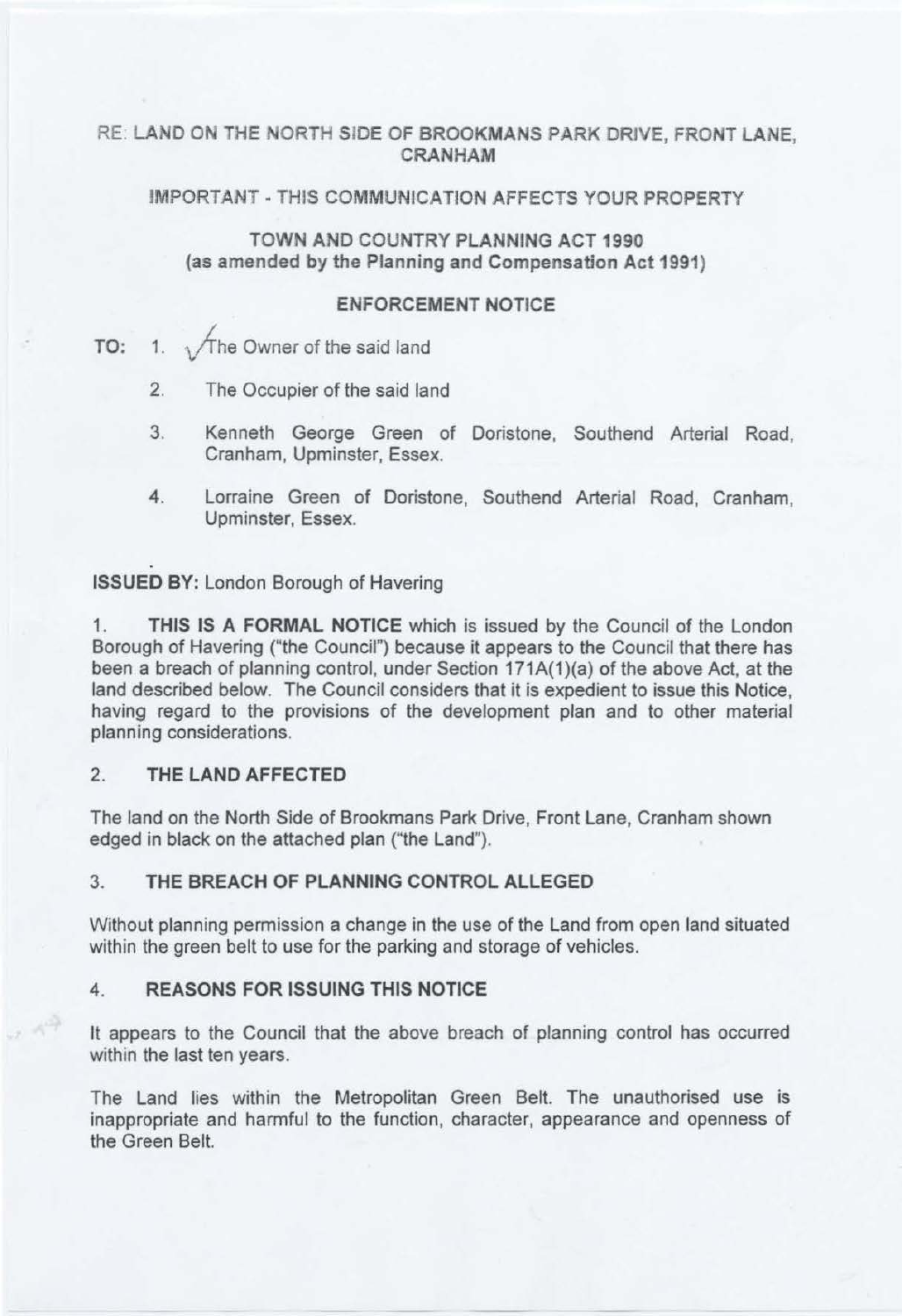RE: LAND ON THE NORTH SIDE OF BROOKMANS PARK DRIVE, FRONT LANE, CRANHAM

IMPORTANT - THIS COMMUNICATION AFFECTS YOUR PROPERTY

TOWN AND COUNTRY PLANNING ACT 1990
**(as amended by the Planning and Compensation Act 1991)**

**ENFORCEMENT NOTICE**

**TO:**

1. The Owner of the said land
2. The Occupier of the said land
3. Kenneth George Green of Doristone, Southend Arterial Road, Cranham, Upminster, Essex.
4. Lorraine Green of Doristone, Southend Arterial Road, Cranham, Upminster, Essex.

**ISSUED BY:** London Borough of Havering

1. **THIS IS A FORMAL NOTICE** which is issued by the Council of the London Borough of Havering ("the Council") because it appears to the Council that there has been a breach of planning control, under Section 171A(1)(a) of the above Act, at the land described below. The Council considers that it is expedient to issue this Notice, having regard to the provisions of the development plan and to other material planning considerations.

## 2. THE LAND AFFECTED

The land on the North Side of Brookmans Park Drive, Front Lane, Cranham shown edged in black on the attached plan ("the Land").

## 3. THE BREACH OF PLANNING CONTROL ALLEGED

Without planning permission a change in the use of the Land from open land situated within the green belt to use for the parking and storage of vehicles.

## 4. REASONS FOR ISSUING THIS NOTICE

It appears to the Council that the above breach of planning control has occurred within the last ten years.

The Land lies within the Metropolitan Green Belt. The unauthorised use is inappropriate and harmful to the function, character, appearance and openness of the Green Belt.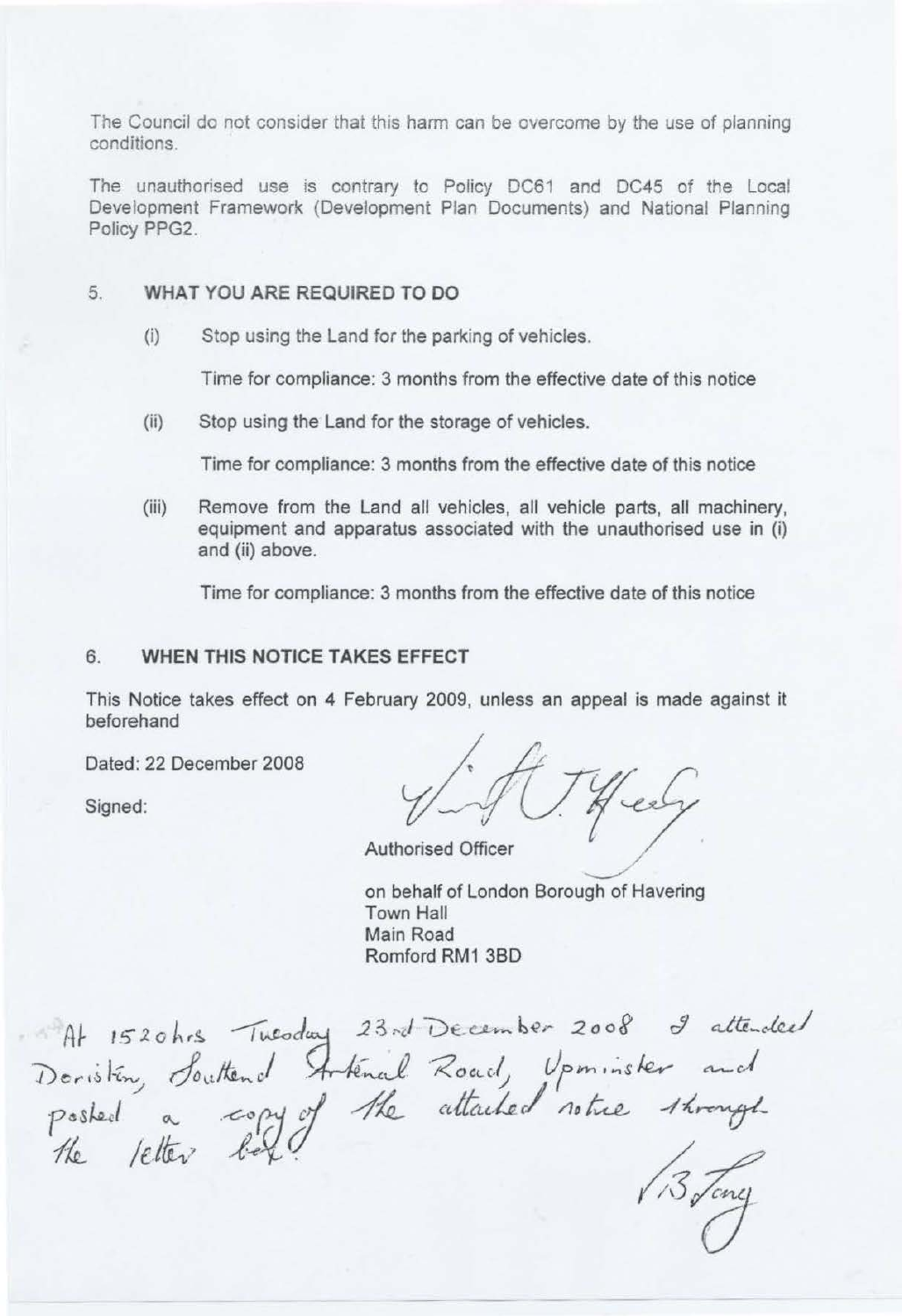The Council do not consider that this harm can be overcome by the use of planning conditions.

The unauthorised use is contrary to Policy DC61 and DC45 of the Local Development Framework (Development Plan Documents) and National Planning Policy PPG2.

## 5. WHAT YOU ARE REQUIRED TO DO

(i) Stop using the Land for the parking of vehicles.

Time for compliance: 3 months from the effective date of this notice

(ii) Stop using the Land for the storage of vehicles.

Time for compliance: 3 months from the effective date of this notice

(iii) Remove from the Land all vehicles, all vehicle parts, all machinery, equipment and apparatus associated with the unauthorised use in (i) and (ii) above.

Time for compliance: 3 months from the effective date of this notice

## 6. WHEN THIS NOTICE TAKES EFFECT

This Notice takes effect on 4 February 2009, unless an appeal is made against it beforehand

Dated: 22 December 2008

Signed:

Authorised Officer

on behalf of London Borough of Havering
Town Hall
Main Road
Romford RM1 3BD

At 1520hrs Tuesday 23rd December 2008 I attended Doriston, Southend Arterial Road, Upminster and posted a copy of the attached notice through the letter box.

B Tong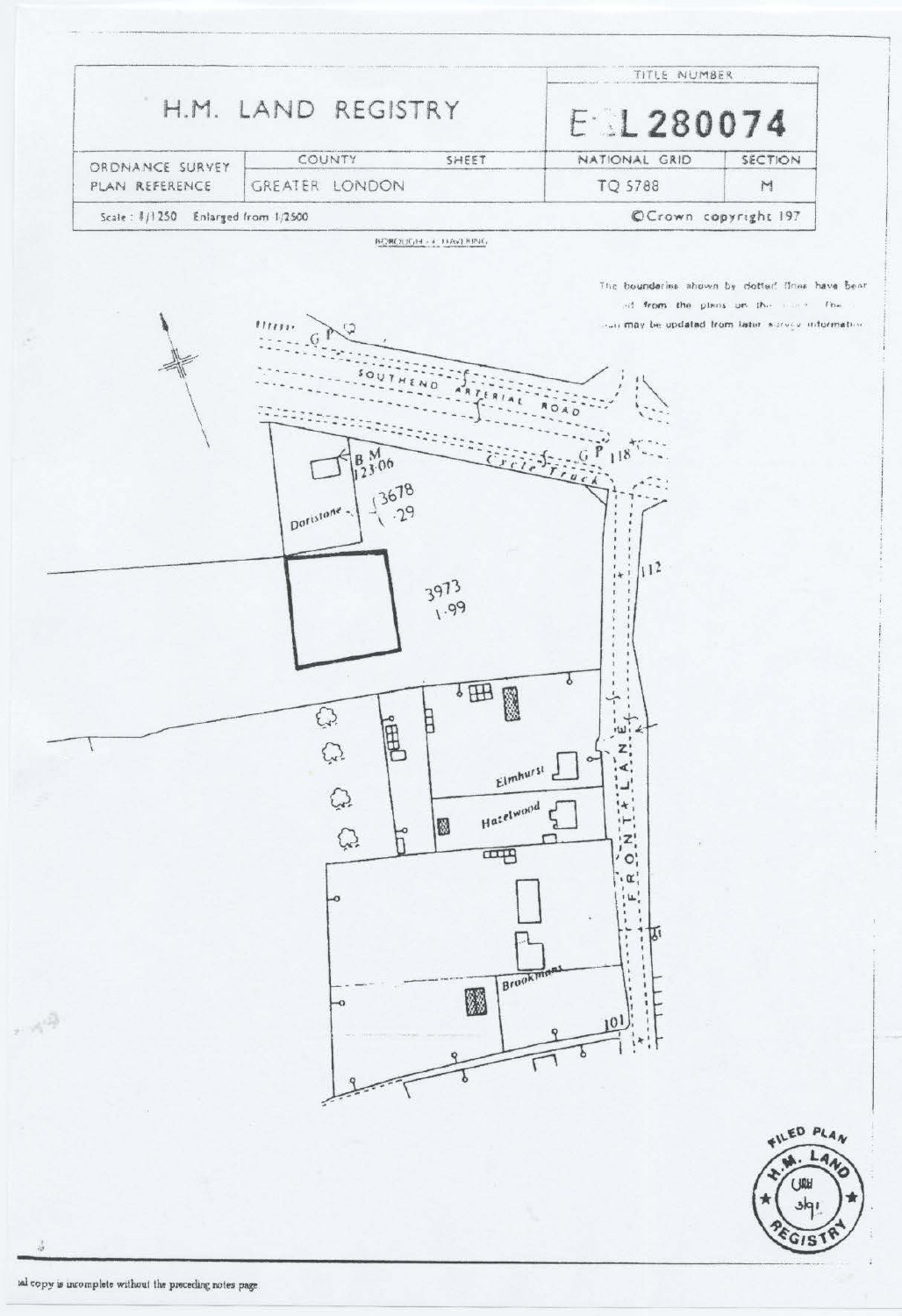# H.M. LAND REGISTRY

| | | | TITLE NUMBER | |
|---|---|---|---|---|
| | | | E L 280074 | |
| ORDNANCE SURVEY PLAN REFERENCE | COUNTY | SHEET | NATIONAL GRID | SECTION |
| | GREATER LONDON | | TQ 5788 | M |

Scale : 1/1250 Enlarged from 1/2500

©Crown copyright 197

BOROUGH OF HAVERING

The boundaries shown by dotted lines have been ... from the plans on the ... The ... may be updated from later survey information

SOUTHEND ARTERIAL ROAD

GP

Cycle Track

GP 118

B.M. 123·06

Dorlstone

3678 ·29

3973 1·99

112

FRONT LANE

Elmhurst

Hazelwood

Brookmans

101

FILED PLAN H.M. LAND REGISTRY

...al copy is incomplete without the preceding notes page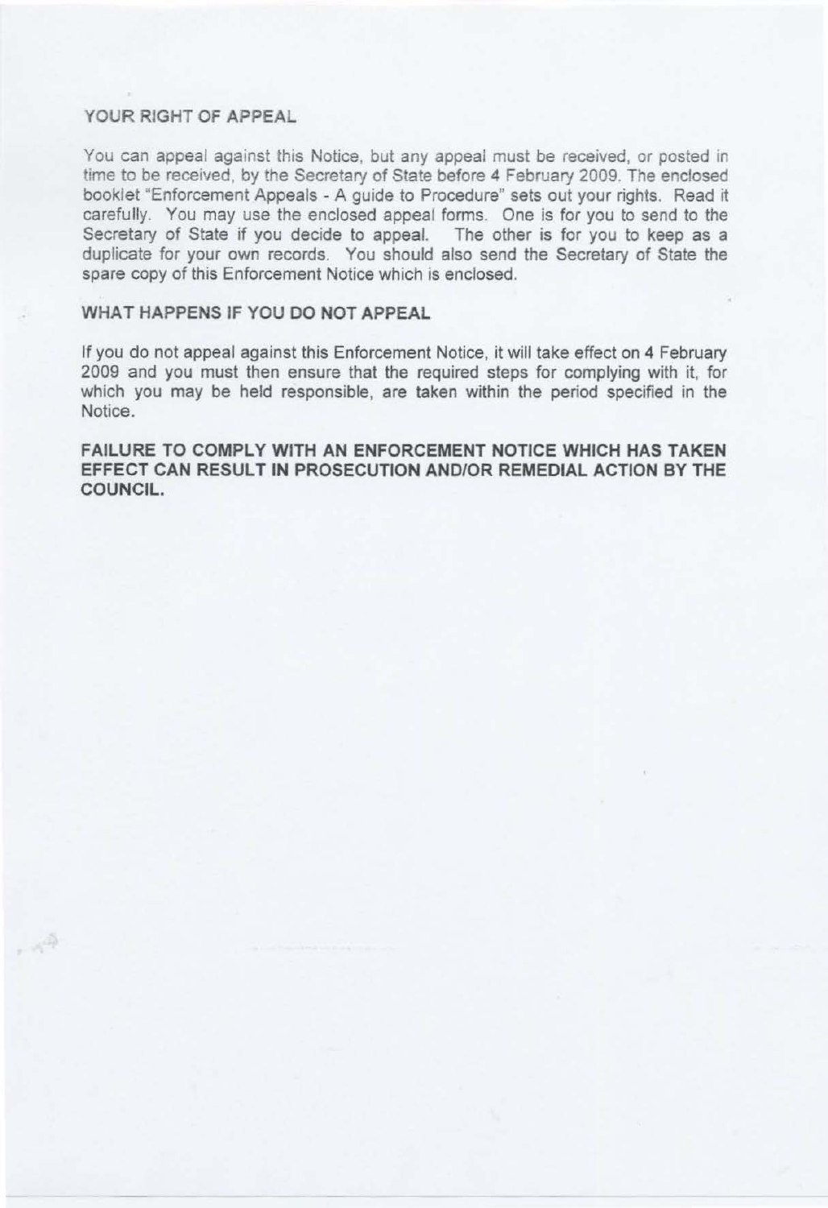## YOUR RIGHT OF APPEAL

You can appeal against this Notice, but any appeal must be received, or posted in time to be received, by the Secretary of State before 4 February 2009. The enclosed booklet "Enforcement Appeals - A guide to Procedure" sets out your rights. Read it carefully. You may use the enclosed appeal forms. One is for you to send to the Secretary of State if you decide to appeal. The other is for you to keep as a duplicate for your own records. You should also send the Secretary of State the spare copy of this Enforcement Notice which is enclosed.

## WHAT HAPPENS IF YOU DO NOT APPEAL

If you do not appeal against this Enforcement Notice, it will take effect on 4 February 2009 and you must then ensure that the required steps for complying with it, for which you may be held responsible, are taken within the period specified in the Notice.

**FAILURE TO COMPLY WITH AN ENFORCEMENT NOTICE WHICH HAS TAKEN EFFECT CAN RESULT IN PROSECUTION AND/OR REMEDIAL ACTION BY THE COUNCIL.**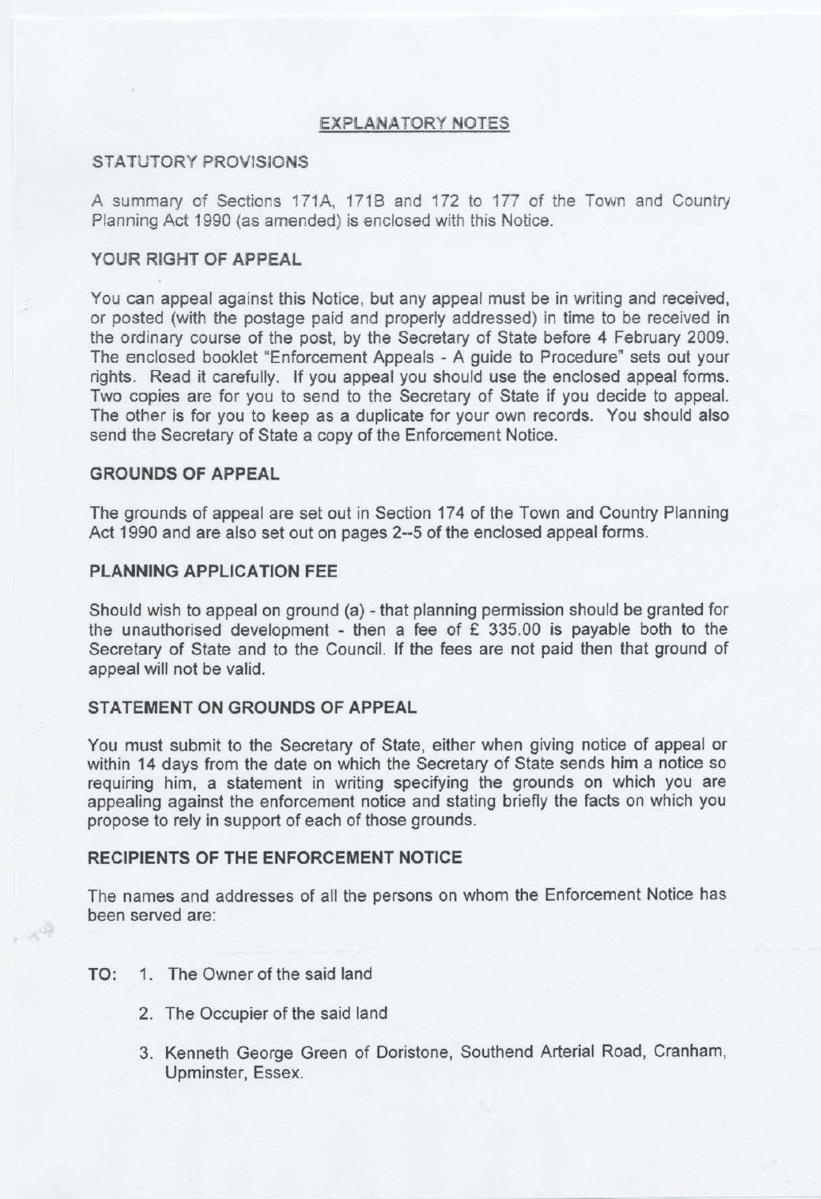## EXPLANATORY NOTES

### STATUTORY PROVISIONS

A summary of Sections 171A, 171B and 172 to 177 of the Town and Country Planning Act 1990 (as amended) is enclosed with this Notice.

### YOUR RIGHT OF APPEAL

You can appeal against this Notice, but any appeal must be in writing and received, or posted (with the postage paid and properly addressed) in time to be received in the ordinary course of the post, by the Secretary of State before 4 February 2009. The enclosed booklet "Enforcement Appeals - A guide to Procedure" sets out your rights. Read it carefully. If you appeal you should use the enclosed appeal forms. Two copies are for you to send to the Secretary of State if you decide to appeal. The other is for you to keep as a duplicate for your own records. You should also send the Secretary of State a copy of the Enforcement Notice.

### GROUNDS OF APPEAL

The grounds of appeal are set out in Section 174 of the Town and Country Planning Act 1990 and are also set out on pages 2--5 of the enclosed appeal forms.

### PLANNING APPLICATION FEE

Should wish to appeal on ground (a) - that planning permission should be granted for the unauthorised development - then a fee of £ 335.00 is payable both to the Secretary of State and to the Council. If the fees are not paid then that ground of appeal will not be valid.

### STATEMENT ON GROUNDS OF APPEAL

You must submit to the Secretary of State, either when giving notice of appeal or within 14 days from the date on which the Secretary of State sends him a notice so requiring him, a statement in writing specifying the grounds on which you are appealing against the enforcement notice and stating briefly the facts on which you propose to rely in support of each of those grounds.

### RECIPIENTS OF THE ENFORCEMENT NOTICE

The names and addresses of all the persons on whom the Enforcement Notice has been served are:

**TO:**

1. The Owner of the said land
2. The Occupier of the said land
3. Kenneth George Green of Doristone, Southend Arterial Road, Cranham, Upminster, Essex.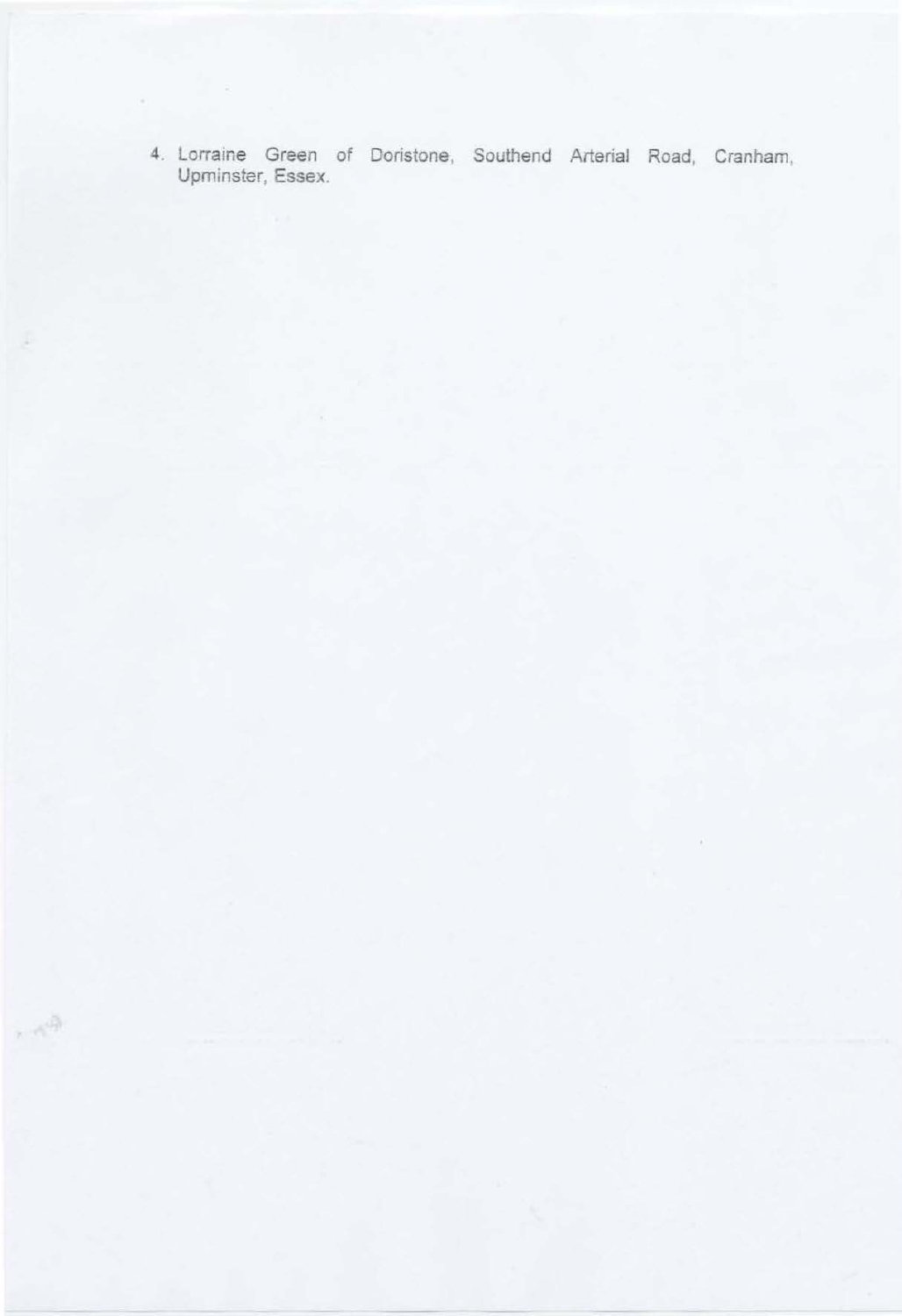4. Lorraine Green of Doristone, Southend Arterial Road, Cranham, Upminster, Essex.